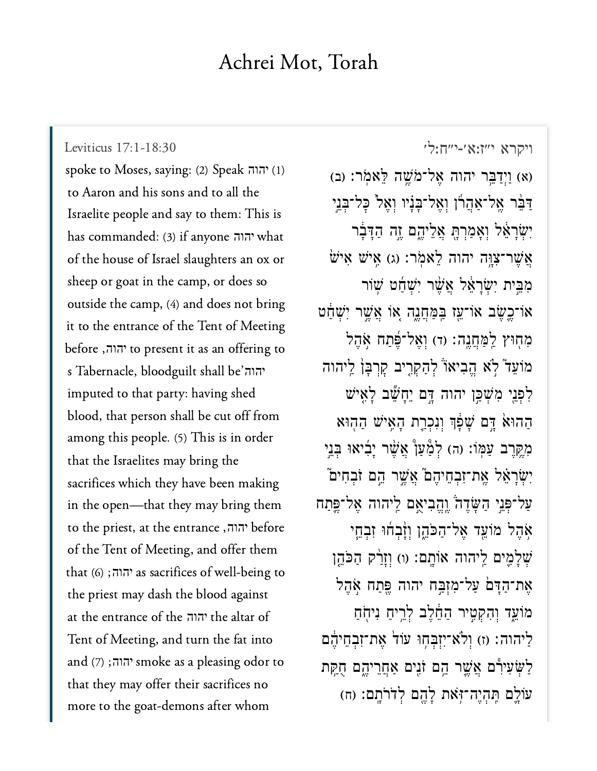# Achrei Mot, Torah

Leviticus 17:1-18:30

(1) יהוה spoke to Moses, saying: (2) Speak to Aaron and his sons and to all the Israelite people and say to them: This is what יהוה has commanded: (3) if anyone of the house of Israel slaughters an ox or sheep or goat in the camp, or does so outside the camp, (4) and does not bring it to the entrance of the Tent of Meeting to present it as an offering to יהוה, before יהוה's Tabernacle, bloodguilt shall be imputed to that party: having shed blood, that person shall be cut off from among this people. (5) This is in order that the Israelites may bring the sacrifices which they have been making in the open—that they may bring them before יהוה, to the priest, at the entrance of the Tent of Meeting, and offer them as sacrifices of well-being to יהוה; (6) that the priest may dash the blood against the altar of יהוה at the entrance of the Tent of Meeting, and turn the fat into smoke as a pleasing odor to יהוה; (7) that they may offer their sacrifices no more to the goat-demons after whom

ויקרא י״ז:א׳-י״ח:ל׳

(א) וַיְדַבֵּר יהוה אֶל־מֹשֶׁה לֵּאמֹר׃ (ב) דַּבֵּר אֶל־אַהֲרֹן וְאֶל־בָּנָיו וְאֶל כׇּל־בְּנֵי יִשְׂרָאֵל וְאָמַרְתָּ אֲלֵיהֶם זֶה הַדָּבָר אֲשֶׁר־צִוָּה יהוה לֵאמֹר׃ (ג) אִישׁ אִישׁ מִבֵּית יִשְׂרָאֵל אֲשֶׁר יִשְׁחַט שׁוֹר אוֹ־כֶשֶׂב אוֹ־עֵז בַּמַּחֲנֶה אוֹ אֲשֶׁר יִשְׁחַט מִחוּץ לַמַּחֲנֶה׃ (ד) וְאֶל־פֶּתַח אֹהֶל מוֹעֵד לֹא הֱבִיאוֹ לְהַקְרִיב קׇרְבָּן לַיהוה לִפְנֵי מִשְׁכַּן יהוה דָּם יֵחָשֵׁב לָאִישׁ הַהוּא דָּם שָׁפָךְ וְנִכְרַת הָאִישׁ הַהוּא מִקֶּרֶב עַמּוֹ׃ (ה) לְמַעַן אֲשֶׁר יָבִיאוּ בְּנֵי יִשְׂרָאֵל אֶת־זִבְחֵיהֶם אֲשֶׁר הֵם זֹבְחִים עַל־פְּנֵי הַשָּׂדֶה וֶהֱבִיאֻם לַיהוה אֶל־פֶּתַח אֹהֶל מוֹעֵד אֶל־הַכֹּהֵן וְזָבְחוּ זִבְחֵי שְׁלָמִים לַיהוה אוֹתָם׃ (ו) וְזָרַק הַכֹּהֵן אֶת־הַדָּם עַל־מִזְבַּח יהוה פֶּתַח אֹהֶל מוֹעֵד וְהִקְטִיר הַחֵלֶב לְרֵיחַ נִיחֹחַ לַיהוה׃ (ז) וְלֹא־יִזְבְּחוּ עוֹד אֶת־זִבְחֵיהֶם לַשְּׂעִירִם אֲשֶׁר הֵם זֹנִים אַחֲרֵיהֶם חֻקַּת עוֹלָם תִּהְיֶה־זֹּאת לָהֶם לְדֹרֹתָם׃ (ח)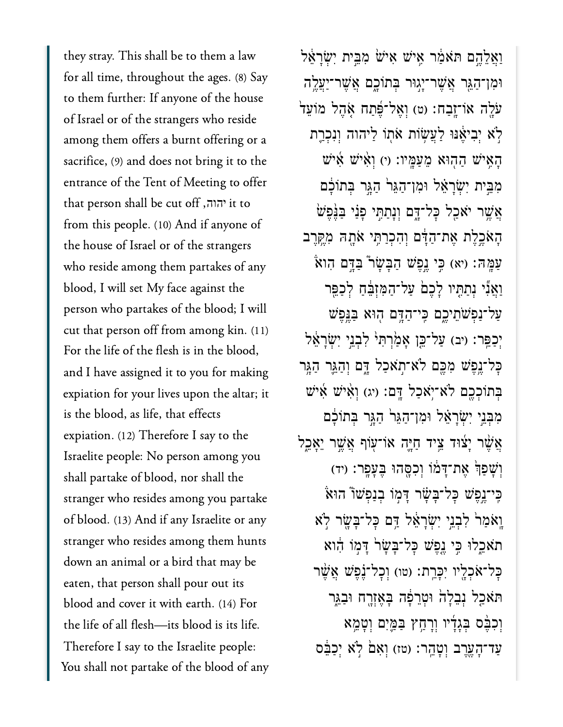they stray. This shall be to them a law for all time, throughout the ages. (8) Say to them further: If anyone of the house of Israel or of the strangers who reside among them offers a burnt offering or a sacrifice, (9) and does not bring it to the entrance of the Tent of Meeting to offer it to יהוה, that person shall be cut off from this people. (10) And if anyone of the house of Israel or of the strangers who reside among them partakes of any blood, I will set My face against the person who partakes of the blood; I will cut that person off from among kin. (11) For the life of the flesh is in the blood, and I have assigned it to you for making expiation for your lives upon the altar; it is the blood, as life, that effects expiation. (12) Therefore I say to the Israelite people: No person among you shall partake of blood, nor shall the stranger who resides among you partake of blood. (13) And if any Israelite or any stranger who resides among them hunts down an animal or a bird that may be eaten, that person shall pour out its blood and cover it with earth. (14) For the life of all flesh—its blood is its life. Therefore I say to the Israelite people: You shall not partake of the blood of any

וַאֲלֵהֶם תֹּאמַר אִישׁ אִישׁ מִבֵּית יִשְׂרָאֵל וּמִן־הַגֵּר אֲשֶׁר־יָגוּר בְּתוֹכָם אֲשֶׁר־יַעֲלֶה עֹלָה אוֹ־זָבַח׃ (ט) וְאֶל־פֶּתַח אֹהֶל מוֹעֵד לֹא יְבִיאֶנּוּ לַעֲשׂוֹת אֹתוֹ לַיהוה וְנִכְרַת הָאִישׁ הַהוּא מֵעַמָּיו׃ (י) וְאִישׁ אִישׁ מִבֵּית יִשְׂרָאֵל וּמִן־הַגֵּר הַגָּר בְּתוֹכָם אֲשֶׁר יֹאכַל כָּל־דָּם וְנָתַתִּי פָנַי בַּנֶּפֶשׁ הָאֹכֶלֶת אֶת־הַדָּם וְהִכְרַתִּי אֹתָהּ מִקֶּרֶב עַמָּהּ׃ (יא) כִּי נֶפֶשׁ הַבָּשָׂר בַּדָּם הִוא וַאֲנִי נְתַתִּיו לָכֶם עַל־הַמִּזְבֵּחַ לְכַפֵּר עַל־נַפְשֹׁתֵיכֶם כִּי־הַדָּם הוּא בַּנֶּפֶשׁ יְכַפֵּר׃ (יב) עַל־כֵּן אָמַרְתִּי לִבְנֵי יִשְׂרָאֵל כָּל־נֶפֶשׁ מִכֶּם לֹא־תֹאכַל דָּם וְהַגֵּר הַגָּר בְּתוֹכְכֶם לֹא־יֹאכַל דָּם׃ (יג) וְאִישׁ אִישׁ מִבְּנֵי יִשְׂרָאֵל וּמִן־הַגֵּר הַגָּר בְּתוֹכָם אֲשֶׁר יָצוּד צֵיד חַיָּה אוֹ־עוֹף אֲשֶׁר יֵאָכֵל וְשָׁפַךְ אֶת־דָּמוֹ וְכִסָּהוּ בֶּעָפָר׃ (יד) כִּי־נֶפֶשׁ כָּל־בָּשָׂר דָּמוֹ בְנַפְשׁוֹ הוּא וָאֹמַר לִבְנֵי יִשְׂרָאֵל דַּם כָּל־בָּשָׂר לֹא תֹאכֵלוּ כִּי נֶפֶשׁ כָּל־בָּשָׂר דָּמוֹ הִוא כָּל־אֹכְלָיו יִכָּרֵת׃ (טו) וְכָל־נֶפֶשׁ אֲשֶׁר תֹּאכַל נְבֵלָה וּטְרֵפָה בָּאֶזְרָח וּבַגֵּר וְכִבֶּס בְּגָדָיו וְרָחַץ בַּמַּיִם וְטָמֵא עַד־הָעֶרֶב וְטָהֵר׃ (טז) וְאִם לֹא יְכַבֵּס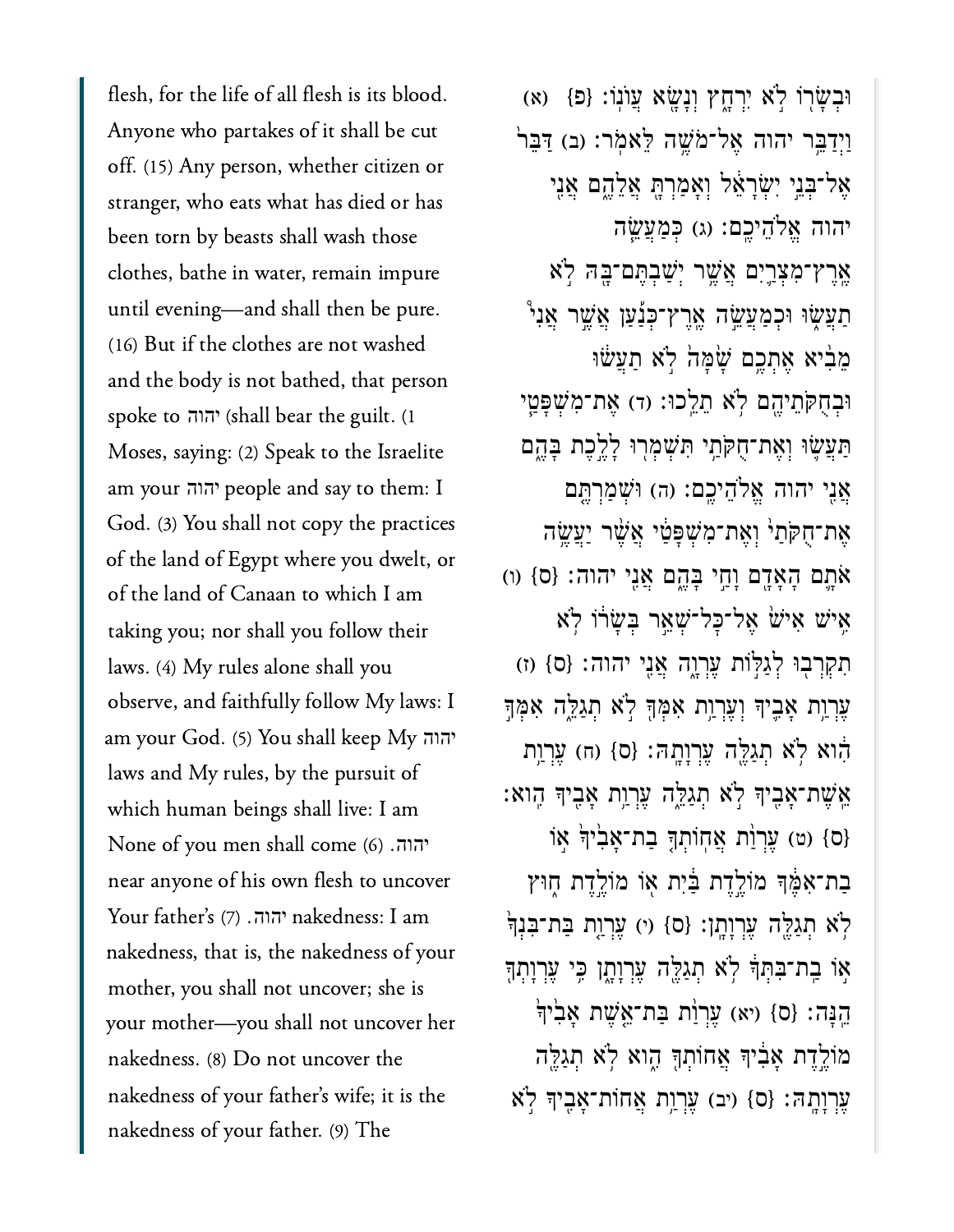flesh, for the life of all flesh is its blood. Anyone who partakes of it shall be cut off. (15) Any person, whether citizen or stranger, who eats what has died or has been torn by beasts shall wash those clothes, bathe in water, remain impure until evening—and shall then be pure. (16) But if the clothes are not washed and the body is not bathed, that person shall bear the guilt. (1) יהוה spoke to Moses, saying: (2) Speak to the Israelite people and say to them: I יהוה am your God. (3) You shall not copy the practices of the land of Egypt where you dwelt, or of the land of Canaan to which I am taking you; nor shall you follow their laws. (4) My rules alone shall you observe, and faithfully follow My laws: I יהוה am your God. (5) You shall keep My laws and My rules, by the pursuit of which human beings shall live: I am יהוה. (6) None of you men shall come near anyone of his own flesh to uncover nakedness: I am יהוה. (7) Your father's nakedness, that is, the nakedness of your mother, you shall not uncover; she is your mother—you shall not uncover her nakedness. (8) Do not uncover the nakedness of your father's wife; it is the nakedness of your father. (9) The

וּבְשָׂר֖וֹ לֹ֣א יִרְחָ֑ץ וְנָשָׂ֖א עֲוֺנֽוֹ׃ {פ} (א) וַיְדַבֵּ֥ר יהוה אֶל־מֹשֶׁ֥ה לֵּאמֹֽר׃ (ב) דַּבֵּר֙ אֶל־בְּנֵ֣י יִשְׂרָאֵ֔ל וְאָמַרְתָּ֖ אֲלֵהֶ֑ם אֲנִ֖י יהוה אֱלֹהֵיכֶֽם׃ (ג) כְּמַעֲשֵׂ֤ה אֶֽרֶץ־מִצְרַ֙יִם֙ אֲשֶׁ֣ר יְשַׁבְתֶּם־בָּ֔הּ לֹ֣א תַעֲשׂ֑וּ וּכְמַעֲשֵׂ֣ה אֶֽרֶץ־כְּנַ֡עַן אֲשֶׁ֣ר אֲנִי֩ מֵבִ֨יא אֶתְכֶ֥ם שָׁ֙מָּה֙ לֹ֣א תַעֲשׂ֔וּ וּבְחֻקֹּתֵיהֶ֖ם לֹ֥א תֵלֵֽכוּ׃ (ד) אֶת־מִשְׁפָּטַ֤י תַּעֲשׂ֛וּ וְאֶת־חֻקֹּתַ֥י תִּשְׁמְר֖וּ לָלֶ֣כֶת בָּהֶ֑ם אֲנִ֖י יהוה אֱלֹהֵיכֶֽם׃ (ה) וּשְׁמַרְתֶּ֤ם אֶת־חֻקֹּתַי֙ וְאֶת־מִשְׁפָּטַ֔י אֲשֶׁ֨ר יַעֲשֶׂ֥ה אֹתָ֛ם הָאָדָ֖ם וָחַ֣י בָּהֶ֑ם אֲנִ֖י יהוה׃ {ס} (ו) אִ֥ישׁ אִישׁ֙ אֶל־כׇּל־שְׁאֵ֣ר בְּשָׂר֔וֹ לֹ֥א תִקְרְב֖וּ לְגַלּ֣וֹת עֶרְוָ֑ה אֲנִ֖י יהוה׃ {ס} (ז) עֶרְוַ֥ת אָבִ֛יךָ וְעֶרְוַ֥ת אִמְּךָ֖ לֹ֣א תְגַלֵּ֑ה אִמְּךָ֣ הִ֔וא לֹ֥א תְגַלֶּ֖ה עֶרְוָתָֽהּ׃ {ס} (ח) עֶרְוַ֥ת אֵֽשֶׁת־אָבִ֖יךָ לֹ֣א תְגַלֵּ֑ה עֶרְוַ֥ת אָבִ֖יךָ הִֽוא׃ {ס} (ט) עֶרְוַ֨ת אֲחוֹתְךָ֤ בַת־אָבִ֙יךָ֙ א֣וֹ בַת־אִמֶּ֔ךָ מוֹלֶ֣דֶת בַּ֔יִת א֖וֹ מוֹלֶ֣דֶת ח֑וּץ לֹ֥א תְגַלֶּ֖ה עֶרְוָתָֽן׃ {ס} (י) עֶרְוַ֤ת בַּת־בִּנְךָ֙ א֣וֹ בַת־בִּתְּךָ֔ לֹ֥א תְגַלֶּ֖ה עֶרְוָתָ֑ן כִּ֥י עֶרְוָתְךָ֖ הֵֽנָּה׃ {ס} (יא) עֶרְוַ֨ת בַּת־אֵ֤שֶׁת אָבִ֙יךָ֙ מוֹלֶ֣דֶת אָבִ֔יךָ אֲחוֹתְךָ֖ הִ֑וא לֹ֥א תְגַלֶּ֖ה עֶרְוָתָֽהּ׃ {ס} (יב) עֶרְוַ֥ת אֲחוֹת־אָבִ֖יךָ לֹ֣א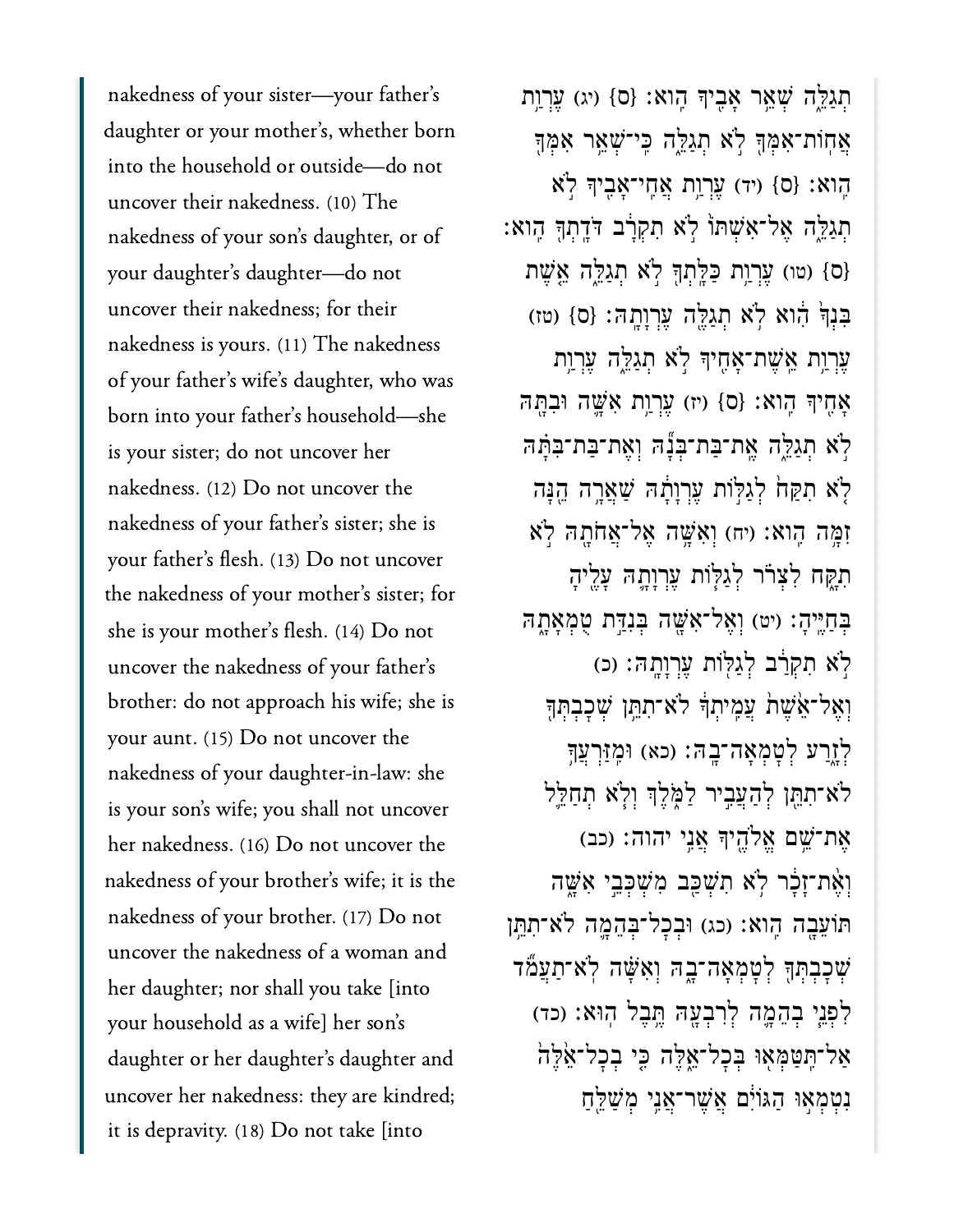nakedness of your sister—your father's daughter or your mother's, whether born into the household or outside—do not uncover their nakedness. (10) The nakedness of your son's daughter, or of your daughter's daughter—do not uncover their nakedness; for their nakedness is yours. (11) The nakedness of your father's wife's daughter, who was born into your father's household—she is your sister; do not uncover her nakedness. (12) Do not uncover the nakedness of your father's sister; she is your father's flesh. (13) Do not uncover the nakedness of your mother's sister; for she is your mother's flesh. (14) Do not uncover the nakedness of your father's brother: do not approach his wife; she is your aunt. (15) Do not uncover the nakedness of your daughter-in-law: she is your son's wife; you shall not uncover her nakedness. (16) Do not uncover the nakedness of your brother's wife; it is the nakedness of your brother. (17) Do not uncover the nakedness of a woman and her daughter; nor shall you take [into your household as a wife] her son's daughter or her daughter's daughter and uncover her nakedness: they are kindred; it is depravity. (18) Do not take [into

תְגַלֵּ֑ה שְׁאֵ֥ר אָבִ֖יךָ הֽוּא׃ {ס} (יג) עֶרְוַ֥ת אֲחֽוֹת־אִמְּךָ֖ לֹ֣א תְגַלֵּ֑ה כִּֽי־שְׁאֵ֥ר אִמְּךָ֖ הֽוּא׃ {ס} (יד) עֶרְוַ֥ת אֲחִֽי־אָבִ֖יךָ לֹ֣א תְגַלֵּ֑ה אֶל־אִשְׁתּוֹ֙ לֹ֣א תִקְרָ֔ב דֹּדָתְךָ֖ הִֽוא׃ {ס} (טו) עֶרְוַ֥ת כַּלָּתְךָ֖ לֹ֣א תְגַלֵּ֑ה אֵ֤שֶׁת בִּנְךָ֙ הִ֔וא לֹ֥א תְגַלֶּ֖ה עֶרְוָתָֽהּ׃ {ס} (טז) עֶרְוַ֥ת אֵֽשֶׁת־אָחִ֖יךָ לֹ֣א תְגַלֵּ֑ה עֶרְוַ֥ת אָחִ֖יךָ הִֽוא׃ {ס} (יז) עֶרְוַ֥ת אִשָּׁ֛ה וּבִתָּ֖הּ לֹ֣א תְגַלֵּ֑ה אֶת־בַּת־בְּנָ֞הּ וְאֶת־בַּת־בִּתָּ֗הּ לֹ֤א תִקַּח֙ לְגַלּ֣וֹת עֶרְוָתָ֔הּ שַׁאֲרָ֥ה הֵ֖נָּה זִמָּ֥ה הִֽוא׃ (יח) וְאִשָּׁ֥ה אֶל־אֲחֹתָ֖הּ לֹ֣א תִקָּ֑ח לִצְרֹ֗ר לְגַלּ֧וֹת עֶרְוָתָ֛הּ עָלֶ֖יהָ בְּחַיֶּֽיהָ׃ (יט) וְאֶל־אִשָּׁ֖ה בְּנִדַּ֣ת טֻמְאָתָ֑הּ לֹ֣א תִקְרַ֔ב לְגַלּ֖וֹת עֶרְוָתָֽהּ׃ (כ) וְאֶל־אֵ֙שֶׁת֙ עֲמִֽיתְךָ֔ לֹא־תִתֵּ֥ן שְׁכָבְתְּךָ֖ לְזָ֑רַע לְטָמְאָה־בָֽהּ׃ (כא) וּמִֽזַּרְעֲךָ֥ לֹא־תִתֵּ֖ן לְהַעֲבִ֣יר לַמֹּ֑לֶךְ וְלֹ֧א תְחַלֵּ֛ל אֶת־שֵׁ֥ם אֱלֹהֶ֖יךָ אֲנִ֥י יהוה׃ (כב) וְאֶ֨ת־זָכָ֔ר לֹ֥א תִשְׁכַּ֖ב מִשְׁכְּבֵ֣י אִשָּׁ֑ה תּוֹעֵבָ֖ה הִֽוא׃ (כג) וּבְכָל־בְּהֵמָ֛ה לֹא־תִתֵּ֥ן שְׁכָבְתְּךָ֖ לְטָמְאָה־בָ֑הּ וְאִשָּׁ֗ה לֹא־תַעֲמֹ֞ד לִפְנֵ֧י בְהֵמָ֛ה לְרִבְעָ֖הּ תֶּ֥בֶל הֽוּא׃ (כד) אַל־תִּֽטַּמְּא֖וּ בְּכָל־אֵ֑לֶּה כִּ֤י בְכָל־אֵ֙לֶּה֙ נִטְמְא֣וּ הַגּוֹיִ֔ם אֲשֶׁר־אֲנִ֥י מְשַׁלֵּ֖חַ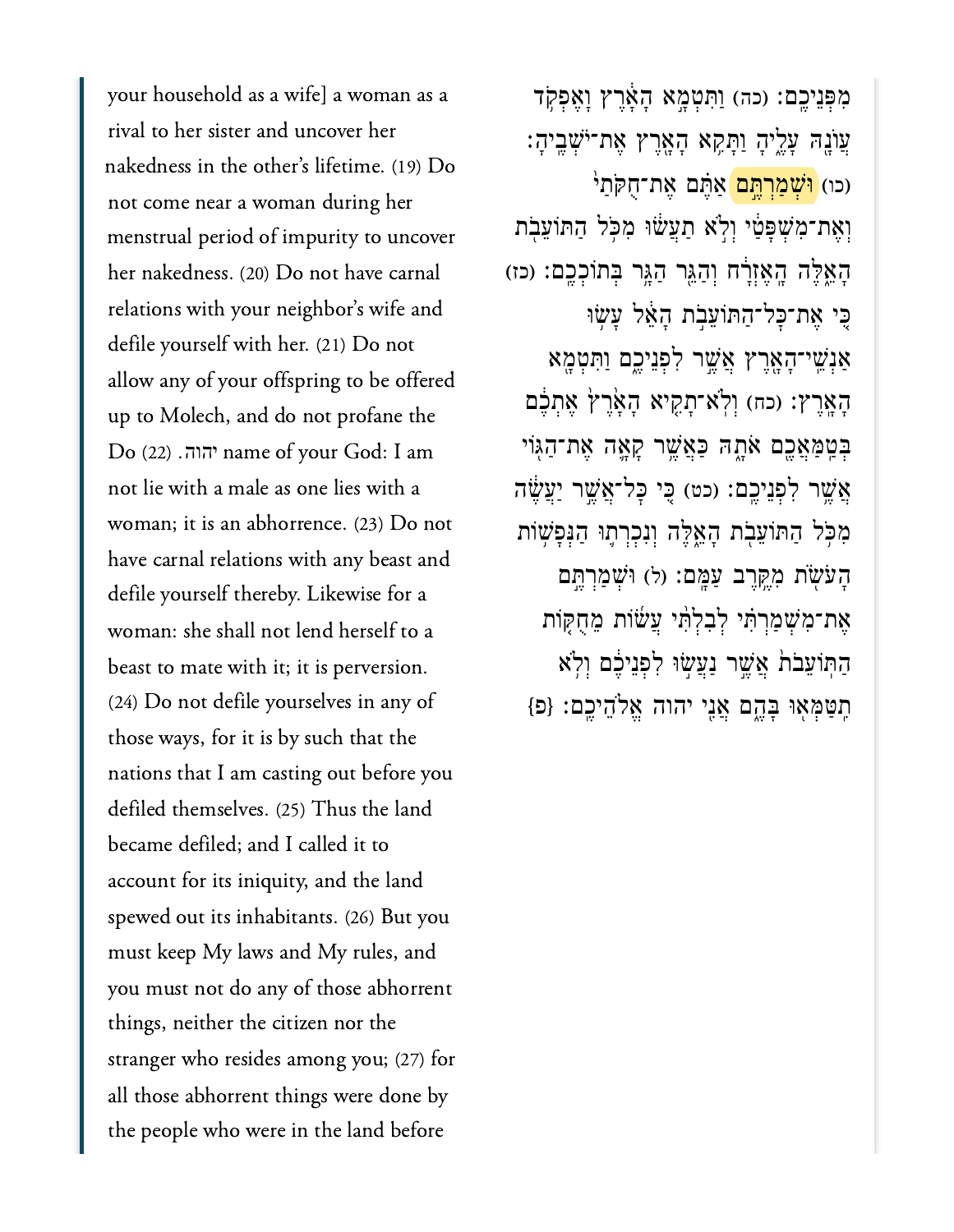your household as a wife] a woman as a rival to her sister and uncover her nakedness in the other's lifetime. (19) Do not come near a woman during her menstrual period of impurity to uncover her nakedness. (20) Do not have carnal relations with your neighbor's wife and defile yourself with her. (21) Do not allow any of your offspring to be offered up to Molech, and do not profane the name of your God: I am יהוה. (22) Do not lie with a male as one lies with a woman; it is an abhorrence. (23) Do not have carnal relations with any beast and defile yourself thereby. Likewise for a woman: she shall not lend herself to a beast to mate with it; it is perversion. (24) Do not defile yourselves in any of those ways, for it is by such that the nations that I am casting out before you defiled themselves. (25) Thus the land became defiled; and I called it to account for its iniquity, and the land spewed out its inhabitants. (26) But you must keep My laws and My rules, and you must not do any of those abhorrent things, neither the citizen nor the stranger who resides among you; (27) for all those abhorrent things were done by the people who were in the land before

מִפְּנֵיכֶם׃ (כה) וַתִּטְמָא הָאָרֶץ וָאֶפְקֹד עֲוֺנָהּ עָלֶיהָ וַתָּקִא הָאָרֶץ אֶת־יֹשְׁבֶיהָ׃ (כו) וּשְׁמַרְתֶּם אַתֶּם אֶת־חֻקֹּתַי וְאֶת־מִשְׁפָּטַי וְלֹא תַעֲשׂוּ מִכֹּל הַתּוֹעֵבֹת הָאֵלֶּה הָאֶזְרָח וְהַגֵּר הַגָּר בְּתוֹכְכֶם׃ (כז) כִּי אֶת־כָּל־הַתּוֹעֵבֹת הָאֵל עָשׂוּ אַנְשֵׁי־הָאָרֶץ אֲשֶׁר לִפְנֵיכֶם וַתִּטְמָא הָאָרֶץ׃ (כח) וְלֹא־תָקִיא הָאָרֶץ אֶתְכֶם בְּטַמַּאֲכֶם אֹתָהּ כַּאֲשֶׁר קָאָה אֶת־הַגּוֹי אֲשֶׁר לִפְנֵיכֶם׃ (כט) כִּי כָּל־אֲשֶׁר יַעֲשֶׂה מִכֹּל הַתּוֹעֵבֹת הָאֵלֶּה וְנִכְרְתוּ הַנְּפָשׁוֹת הָעֹשֹׂת מִקֶּרֶב עַמָּם׃ (ל) וּשְׁמַרְתֶּם אֶת־מִשְׁמַרְתִּי לְבִלְתִּי עֲשׂוֹת מֵחֻקּוֹת הַתּוֹעֵבֹת אֲשֶׁר נַעֲשׂוּ לִפְנֵיכֶם וְלֹא תִטַּמְּאוּ בָּהֶם אֲנִי יהוה אֱלֹהֵיכֶם׃ {פ}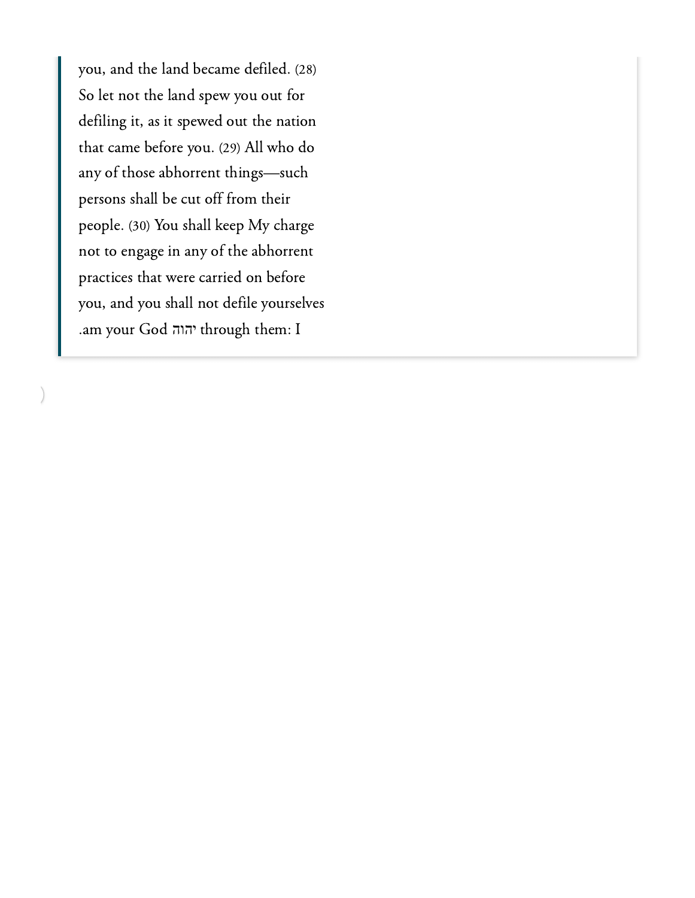you, and the land became defiled. (28) So let not the land spew you out for defiling it, as it spewed out the nation that came before you. (29) All who do any of those abhorrent things—such persons shall be cut off from their people. (30) You shall keep My charge not to engage in any of the abhorrent practices that were carried on before you, and you shall not defile yourselves .am your God יהוה through them: I